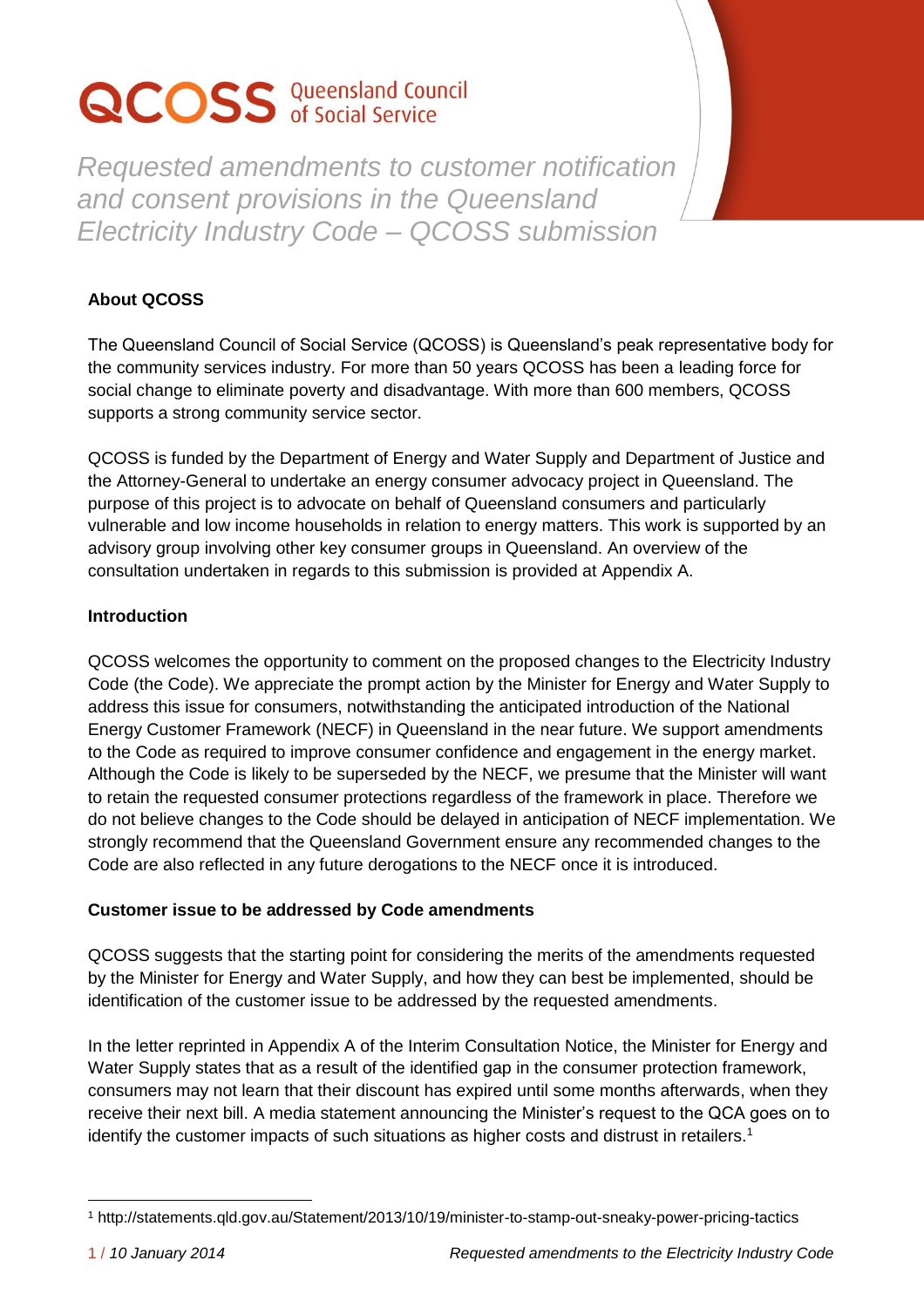# QCOSS Queensland Council of Social Service

*Requested amendments to customer notification and consent provisions in the Queensland Electricity Industry Code – QCOSS submission*

**About QCOSS**

The Queensland Council of Social Service (QCOSS) is Queensland's peak representative body for the community services industry. For more than 50 years QCOSS has been a leading force for social change to eliminate poverty and disadvantage. With more than 600 members, QCOSS supports a strong community service sector.

QCOSS is funded by the Department of Energy and Water Supply and Department of Justice and the Attorney-General to undertake an energy consumer advocacy project in Queensland. The purpose of this project is to advocate on behalf of Queensland consumers and particularly vulnerable and low income households in relation to energy matters. This work is supported by an advisory group involving other key consumer groups in Queensland. An overview of the consultation undertaken in regards to this submission is provided at Appendix A.

**Introduction**

QCOSS welcomes the opportunity to comment on the proposed changes to the Electricity Industry Code (the Code). We appreciate the prompt action by the Minister for Energy and Water Supply to address this issue for consumers, notwithstanding the anticipated introduction of the National Energy Customer Framework (NECF) in Queensland in the near future. We support amendments to the Code as required to improve consumer confidence and engagement in the energy market. Although the Code is likely to be superseded by the NECF, we presume that the Minister will want to retain the requested consumer protections regardless of the framework in place. Therefore we do not believe changes to the Code should be delayed in anticipation of NECF implementation. We strongly recommend that the Queensland Government ensure any recommended changes to the Code are also reflected in any future derogations to the NECF once it is introduced.

**Customer issue to be addressed by Code amendments**

QCOSS suggests that the starting point for considering the merits of the amendments requested by the Minister for Energy and Water Supply, and how they can best be implemented, should be identification of the customer issue to be addressed by the requested amendments.

In the letter reprinted in Appendix A of the Interim Consultation Notice, the Minister for Energy and Water Supply states that as a result of the identified gap in the consumer protection framework, consumers may not learn that their discount has expired until some months afterwards, when they receive their next bill. A media statement announcing the Minister's request to the QCA goes on to identify the customer impacts of such situations as higher costs and distrust in retailers.[1]

[1] http://statements.qld.gov.au/Statement/2013/10/19/minister-to-stamp-out-sneaky-power-pricing-tactics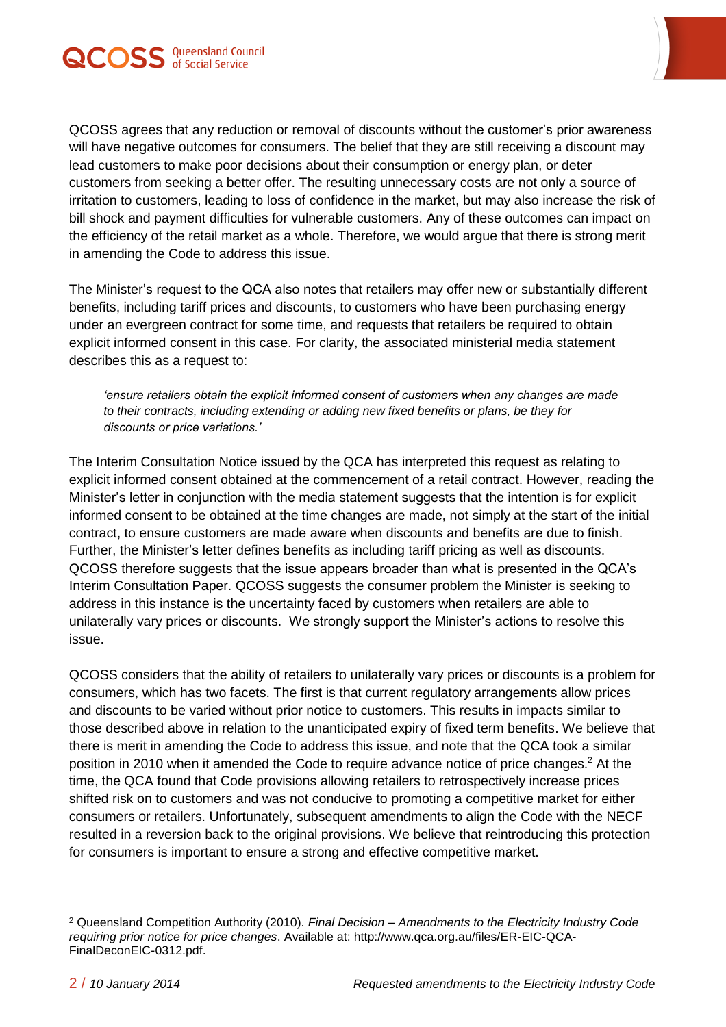QCOSS agrees that any reduction or removal of discounts without the customer's prior awareness will have negative outcomes for consumers. The belief that they are still receiving a discount may lead customers to make poor decisions about their consumption or energy plan, or deter customers from seeking a better offer. The resulting unnecessary costs are not only a source of irritation to customers, leading to loss of confidence in the market, but may also increase the risk of bill shock and payment difficulties for vulnerable customers. Any of these outcomes can impact on the efficiency of the retail market as a whole. Therefore, we would argue that there is strong merit in amending the Code to address this issue.

The Minister's request to the QCA also notes that retailers may offer new or substantially different benefits, including tariff prices and discounts, to customers who have been purchasing energy under an evergreen contract for some time, and requests that retailers be required to obtain explicit informed consent in this case. For clarity, the associated ministerial media statement describes this as a request to:

> *'ensure retailers obtain the explicit informed consent of customers when any changes are made to their contracts, including extending or adding new fixed benefits or plans, be they for discounts or price variations.'*

The Interim Consultation Notice issued by the QCA has interpreted this request as relating to explicit informed consent obtained at the commencement of a retail contract. However, reading the Minister's letter in conjunction with the media statement suggests that the intention is for explicit informed consent to be obtained at the time changes are made, not simply at the start of the initial contract, to ensure customers are made aware when discounts and benefits are due to finish. Further, the Minister's letter defines benefits as including tariff pricing as well as discounts. QCOSS therefore suggests that the issue appears broader than what is presented in the QCA's Interim Consultation Paper. QCOSS suggests the consumer problem the Minister is seeking to address in this instance is the uncertainty faced by customers when retailers are able to unilaterally vary prices or discounts. We strongly support the Minister's actions to resolve this issue.

QCOSS considers that the ability of retailers to unilaterally vary prices or discounts is a problem for consumers, which has two facets. The first is that current regulatory arrangements allow prices and discounts to be varied without prior notice to customers. This results in impacts similar to those described above in relation to the unanticipated expiry of fixed term benefits. We believe that there is merit in amending the Code to address this issue, and note that the QCA took a similar position in 2010 when it amended the Code to require advance notice of price changes.[2] At the time, the QCA found that Code provisions allowing retailers to retrospectively increase prices shifted risk on to customers and was not conducive to promoting a competitive market for either consumers or retailers. Unfortunately, subsequent amendments to align the Code with the NECF resulted in a reversion back to the original provisions. We believe that reintroducing this protection for consumers is important to ensure a strong and effective competitive market.

[2] Queensland Competition Authority (2010). *Final Decision – Amendments to the Electricity Industry Code requiring prior notice for price changes*. Available at: http://www.qca.org.au/files/ER-EIC-QCA-FinalDeconEIC-0312.pdf.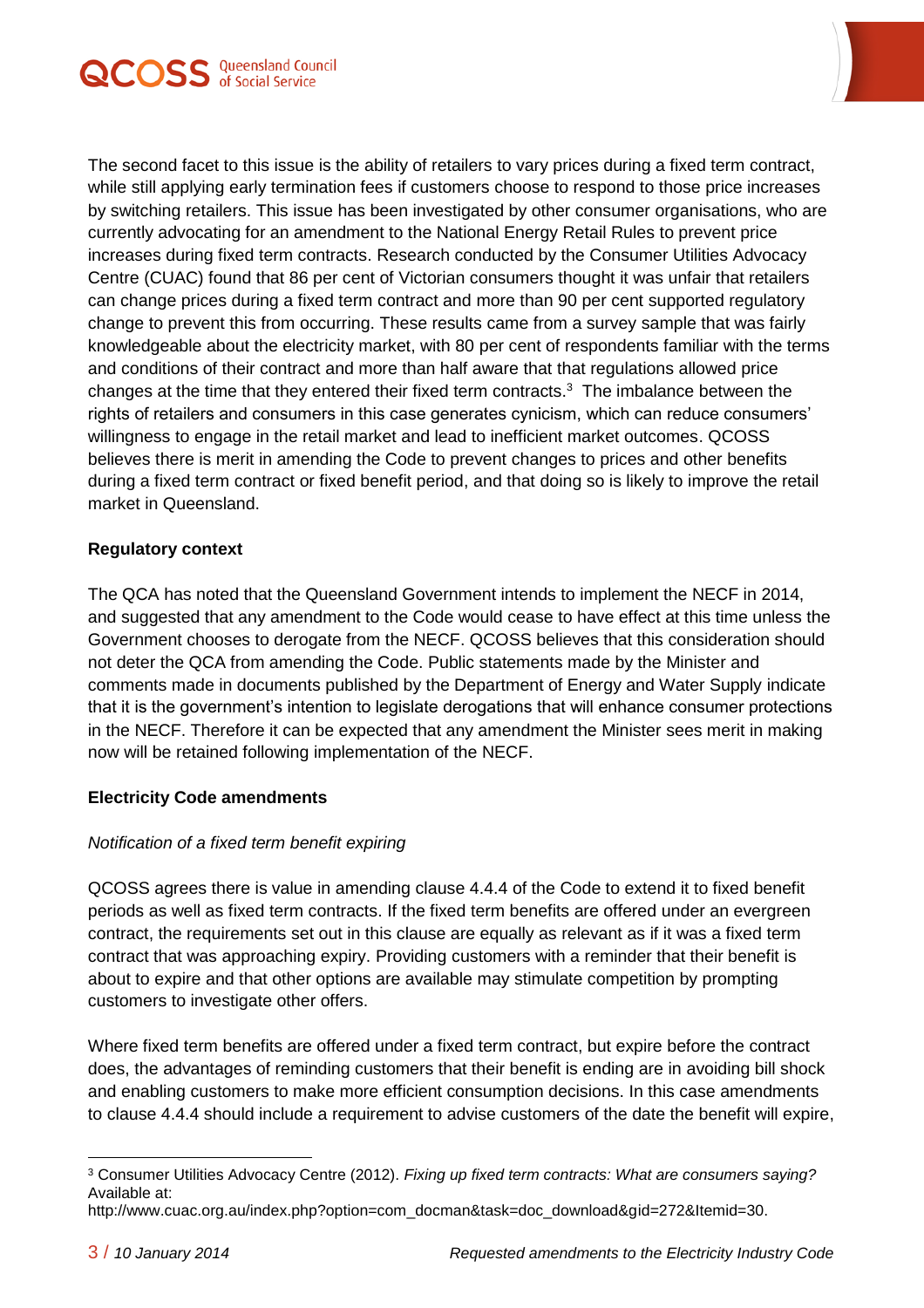The second facet to this issue is the ability of retailers to vary prices during a fixed term contract, while still applying early termination fees if customers choose to respond to those price increases by switching retailers. This issue has been investigated by other consumer organisations, who are currently advocating for an amendment to the National Energy Retail Rules to prevent price increases during fixed term contracts. Research conducted by the Consumer Utilities Advocacy Centre (CUAC) found that 86 per cent of Victorian consumers thought it was unfair that retailers can change prices during a fixed term contract and more than 90 per cent supported regulatory change to prevent this from occurring. These results came from a survey sample that was fairly knowledgeable about the electricity market, with 80 per cent of respondents familiar with the terms and conditions of their contract and more than half aware that that regulations allowed price changes at the time that they entered their fixed term contracts.[3] The imbalance between the rights of retailers and consumers in this case generates cynicism, which can reduce consumers' willingness to engage in the retail market and lead to inefficient market outcomes. QCOSS believes there is merit in amending the Code to prevent changes to prices and other benefits during a fixed term contract or fixed benefit period, and that doing so is likely to improve the retail market in Queensland.

**Regulatory context**

The QCA has noted that the Queensland Government intends to implement the NECF in 2014, and suggested that any amendment to the Code would cease to have effect at this time unless the Government chooses to derogate from the NECF. QCOSS believes that this consideration should not deter the QCA from amending the Code. Public statements made by the Minister and comments made in documents published by the Department of Energy and Water Supply indicate that it is the government's intention to legislate derogations that will enhance consumer protections in the NECF. Therefore it can be expected that any amendment the Minister sees merit in making now will be retained following implementation of the NECF.

**Electricity Code amendments**

*Notification of a fixed term benefit expiring*

QCOSS agrees there is value in amending clause 4.4.4 of the Code to extend it to fixed benefit periods as well as fixed term contracts. If the fixed term benefits are offered under an evergreen contract, the requirements set out in this clause are equally as relevant as if it was a fixed term contract that was approaching expiry. Providing customers with a reminder that their benefit is about to expire and that other options are available may stimulate competition by prompting customers to investigate other offers.

Where fixed term benefits are offered under a fixed term contract, but expire before the contract does, the advantages of reminding customers that their benefit is ending are in avoiding bill shock and enabling customers to make more efficient consumption decisions. In this case amendments to clause 4.4.4 should include a requirement to advise customers of the date the benefit will expire,

[3] Consumer Utilities Advocacy Centre (2012). *Fixing up fixed term contracts: What are consumers saying?* Available at: http://www.cuac.org.au/index.php?option=com_docman&task=doc_download&gid=272&Itemid=30.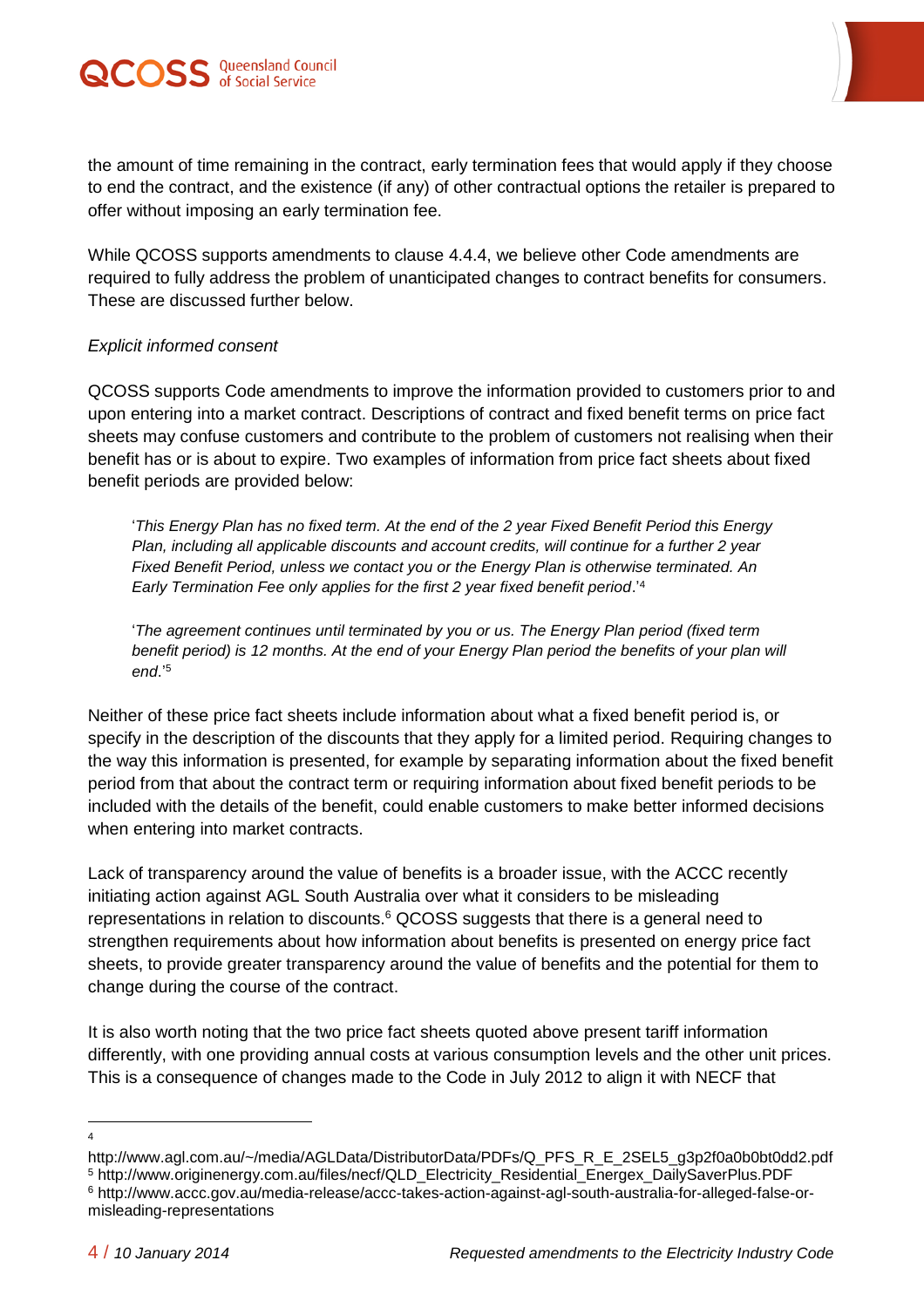the amount of time remaining in the contract, early termination fees that would apply if they choose to end the contract, and the existence (if any) of other contractual options the retailer is prepared to offer without imposing an early termination fee.

While QCOSS supports amendments to clause 4.4.4, we believe other Code amendments are required to fully address the problem of unanticipated changes to contract benefits for consumers. These are discussed further below.

*Explicit informed consent*

QCOSS supports Code amendments to improve the information provided to customers prior to and upon entering into a market contract. Descriptions of contract and fixed benefit terms on price fact sheets may confuse customers and contribute to the problem of customers not realising when their benefit has or is about to expire. Two examples of information from price fact sheets about fixed benefit periods are provided below:

> '*This Energy Plan has no fixed term. At the end of the 2 year Fixed Benefit Period this Energy Plan, including all applicable discounts and account credits, will continue for a further 2 year Fixed Benefit Period, unless we contact you or the Energy Plan is otherwise terminated. An Early Termination Fee only applies for the first 2 year fixed benefit period*.'[4]

> '*The agreement continues until terminated by you or us. The Energy Plan period (fixed term benefit period) is 12 months. At the end of your Energy Plan period the benefits of your plan will end*.'[5]

Neither of these price fact sheets include information about what a fixed benefit period is, or specify in the description of the discounts that they apply for a limited period. Requiring changes to the way this information is presented, for example by separating information about the fixed benefit period from that about the contract term or requiring information about fixed benefit periods to be included with the details of the benefit, could enable customers to make better informed decisions when entering into market contracts.

Lack of transparency around the value of benefits is a broader issue, with the ACCC recently initiating action against AGL South Australia over what it considers to be misleading representations in relation to discounts.[6] QCOSS suggests that there is a general need to strengthen requirements about how information about benefits is presented on energy price fact sheets, to provide greater transparency around the value of benefits and the potential for them to change during the course of the contract.

It is also worth noting that the two price fact sheets quoted above present tariff information differently, with one providing annual costs at various consumption levels and the other unit prices. This is a consequence of changes made to the Code in July 2012 to align it with NECF that

---

[4] http://www.agl.com.au/~/media/AGLData/DistributorData/PDFs/Q_PFS_R_E_2SEL5_g3p2f0a0b0bt0dd2.pdf

[5] http://www.originenergy.com.au/files/necf/QLD_Electricity_Residential_Energex_DailySaverPlus.PDF

[6] http://www.accc.gov.au/media-release/accc-takes-action-against-agl-south-australia-for-alleged-false-or-misleading-representations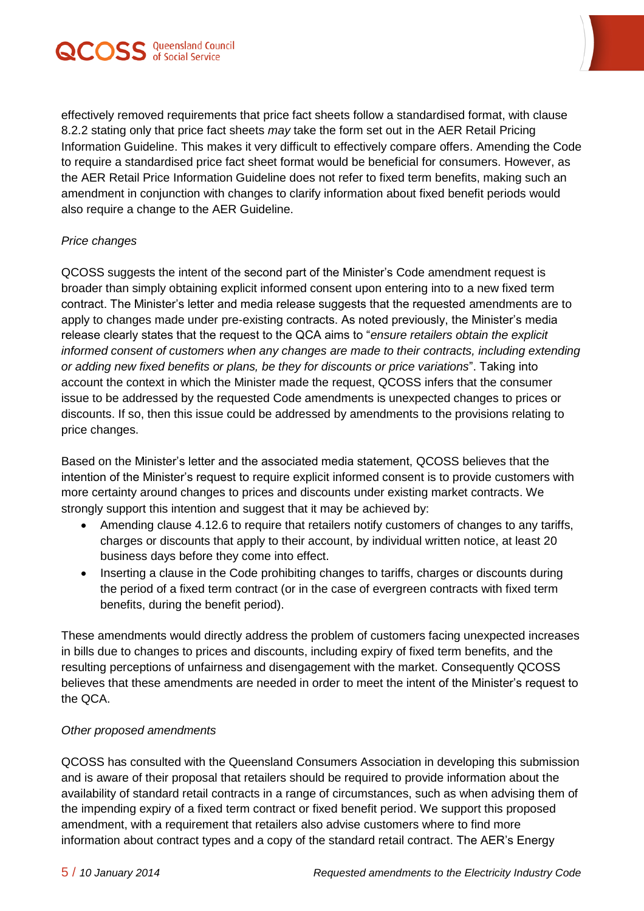effectively removed requirements that price fact sheets follow a standardised format, with clause 8.2.2 stating only that price fact sheets *may* take the form set out in the AER Retail Pricing Information Guideline. This makes it very difficult to effectively compare offers. Amending the Code to require a standardised price fact sheet format would be beneficial for consumers. However, as the AER Retail Price Information Guideline does not refer to fixed term benefits, making such an amendment in conjunction with changes to clarify information about fixed benefit periods would also require a change to the AER Guideline.

*Price changes*

QCOSS suggests the intent of the second part of the Minister's Code amendment request is broader than simply obtaining explicit informed consent upon entering into to a new fixed term contract. The Minister's letter and media release suggests that the requested amendments are to apply to changes made under pre-existing contracts. As noted previously, the Minister's media release clearly states that the request to the QCA aims to "*ensure retailers obtain the explicit informed consent of customers when any changes are made to their contracts, including extending or adding new fixed benefits or plans, be they for discounts or price variations*". Taking into account the context in which the Minister made the request, QCOSS infers that the consumer issue to be addressed by the requested Code amendments is unexpected changes to prices or discounts. If so, then this issue could be addressed by amendments to the provisions relating to price changes.

Based on the Minister's letter and the associated media statement, QCOSS believes that the intention of the Minister's request to require explicit informed consent is to provide customers with more certainty around changes to prices and discounts under existing market contracts. We strongly support this intention and suggest that it may be achieved by:

- Amending clause 4.12.6 to require that retailers notify customers of changes to any tariffs, charges or discounts that apply to their account, by individual written notice, at least 20 business days before they come into effect.
- Inserting a clause in the Code prohibiting changes to tariffs, charges or discounts during the period of a fixed term contract (or in the case of evergreen contracts with fixed term benefits, during the benefit period).

These amendments would directly address the problem of customers facing unexpected increases in bills due to changes to prices and discounts, including expiry of fixed term benefits, and the resulting perceptions of unfairness and disengagement with the market. Consequently QCOSS believes that these amendments are needed in order to meet the intent of the Minister's request to the QCA.

*Other proposed amendments*

QCOSS has consulted with the Queensland Consumers Association in developing this submission and is aware of their proposal that retailers should be required to provide information about the availability of standard retail contracts in a range of circumstances, such as when advising them of the impending expiry of a fixed term contract or fixed benefit period. We support this proposed amendment, with a requirement that retailers also advise customers where to find more information about contract types and a copy of the standard retail contract. The AER's Energy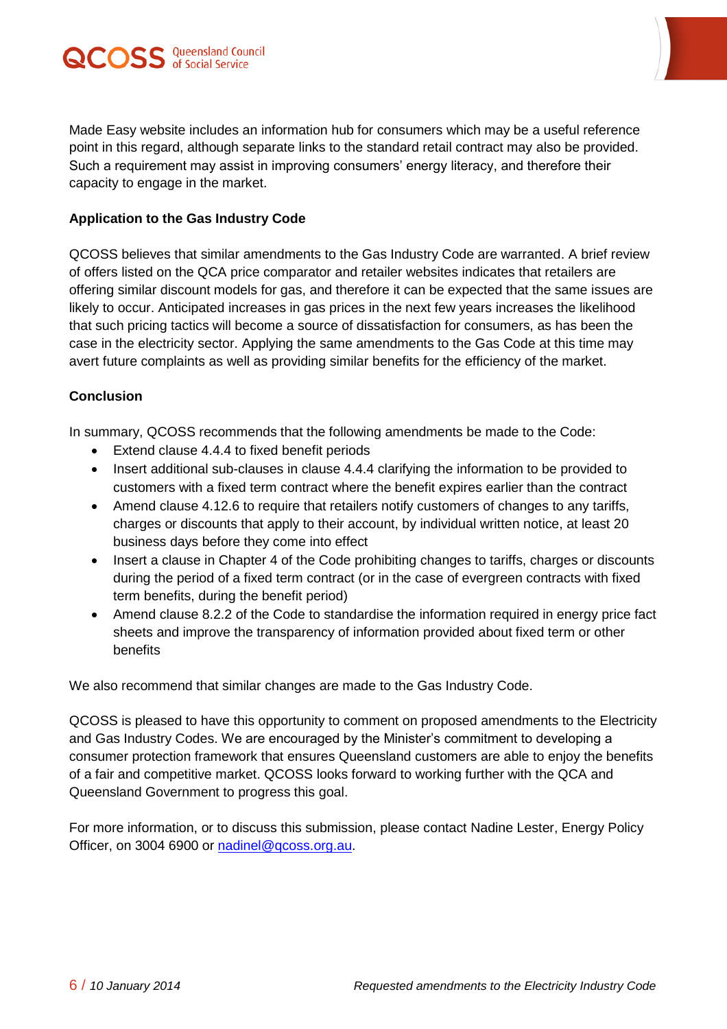Made Easy website includes an information hub for consumers which may be a useful reference point in this regard, although separate links to the standard retail contract may also be provided. Such a requirement may assist in improving consumers' energy literacy, and therefore their capacity to engage in the market.

**Application to the Gas Industry Code**

QCOSS believes that similar amendments to the Gas Industry Code are warranted. A brief review of offers listed on the QCA price comparator and retailer websites indicates that retailers are offering similar discount models for gas, and therefore it can be expected that the same issues are likely to occur. Anticipated increases in gas prices in the next few years increases the likelihood that such pricing tactics will become a source of dissatisfaction for consumers, as has been the case in the electricity sector. Applying the same amendments to the Gas Code at this time may avert future complaints as well as providing similar benefits for the efficiency of the market.

**Conclusion**

In summary, QCOSS recommends that the following amendments be made to the Code:

- Extend clause 4.4.4 to fixed benefit periods
- Insert additional sub-clauses in clause 4.4.4 clarifying the information to be provided to customers with a fixed term contract where the benefit expires earlier than the contract
- Amend clause 4.12.6 to require that retailers notify customers of changes to any tariffs, charges or discounts that apply to their account, by individual written notice, at least 20 business days before they come into effect
- Insert a clause in Chapter 4 of the Code prohibiting changes to tariffs, charges or discounts during the period of a fixed term contract (or in the case of evergreen contracts with fixed term benefits, during the benefit period)
- Amend clause 8.2.2 of the Code to standardise the information required in energy price fact sheets and improve the transparency of information provided about fixed term or other benefits

We also recommend that similar changes are made to the Gas Industry Code.

QCOSS is pleased to have this opportunity to comment on proposed amendments to the Electricity and Gas Industry Codes. We are encouraged by the Minister's commitment to developing a consumer protection framework that ensures Queensland customers are able to enjoy the benefits of a fair and competitive market. QCOSS looks forward to working further with the QCA and Queensland Government to progress this goal.

For more information, or to discuss this submission, please contact Nadine Lester, Energy Policy Officer, on 3004 6900 or nadinel@qcoss.org.au.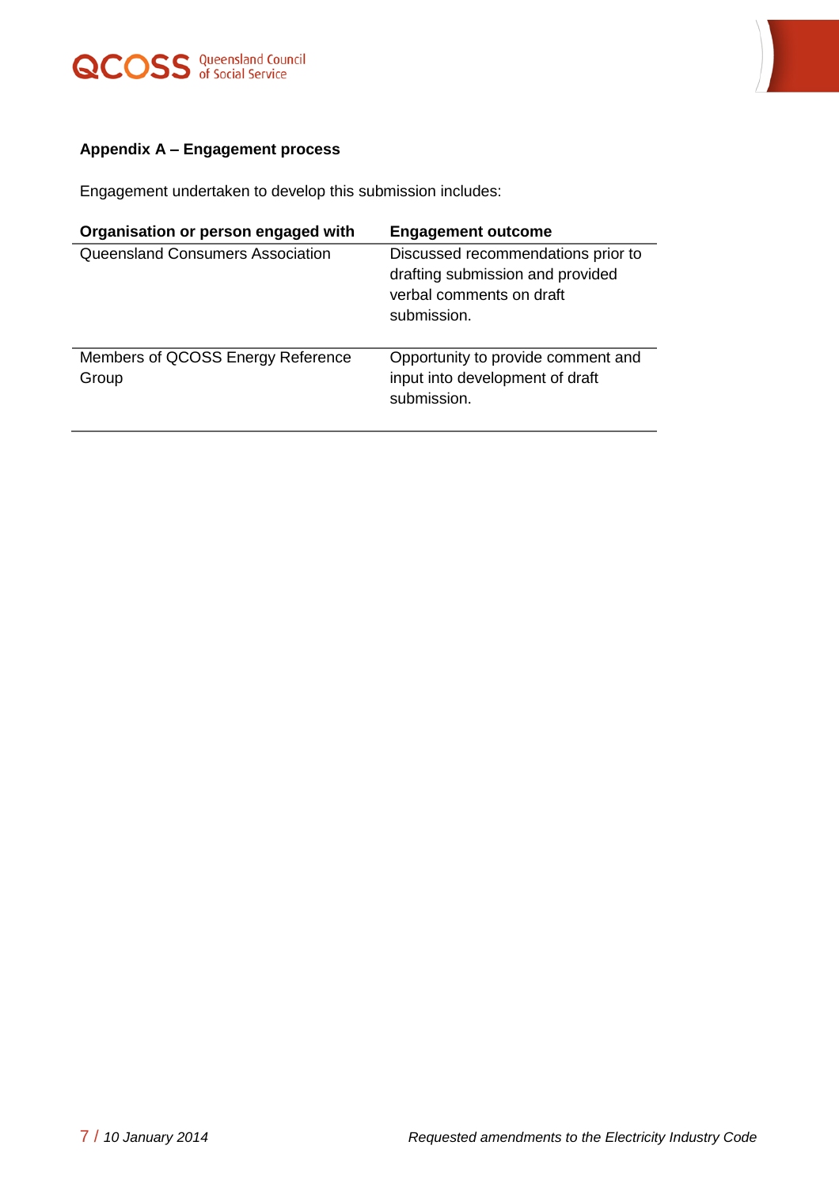**Appendix A – Engagement process**

Engagement undertaken to develop this submission includes:

| Organisation or person engaged with | Engagement outcome |
|---|---|
| Queensland Consumers Association | Discussed recommendations prior to drafting submission and provided verbal comments on draft submission. |
| Members of QCOSS Energy Reference Group | Opportunity to provide comment and input into development of draft submission. |